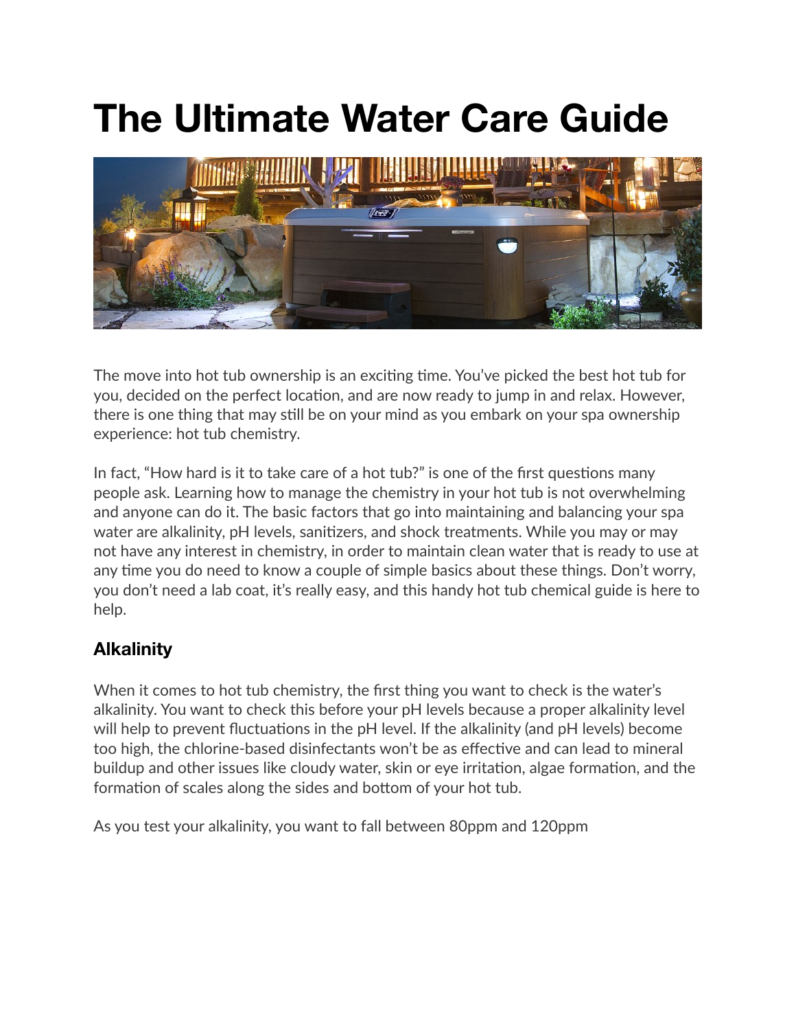# The Ultimate Water Care Guide

The move into hot tub ownership is an exciting time. You've picked the best hot tub for you, decided on the perfect location, and are now ready to jump in and relax. However, there is one thing that may still be on your mind as you embark on your spa ownership experience: hot tub chemistry.

In fact, "How hard is it to take care of a hot tub?" is one of the first questions many people ask. Learning how to manage the chemistry in your hot tub is not overwhelming and anyone can do it. The basic factors that go into maintaining and balancing your spa water are alkalinity, pH levels, sanitizers, and shock treatments. While you may or may not have any interest in chemistry, in order to maintain clean water that is ready to use at any time you do need to know a couple of simple basics about these things. Don't worry, you don't need a lab coat, it's really easy, and this handy hot tub chemical guide is here to help.

## Alkalinity

When it comes to hot tub chemistry, the first thing you want to check is the water's alkalinity. You want to check this before your pH levels because a proper alkalinity level will help to prevent fluctuations in the pH level. If the alkalinity (and pH levels) become too high, the chlorine-based disinfectants won't be as effective and can lead to mineral buildup and other issues like cloudy water, skin or eye irritation, algae formation, and the formation of scales along the sides and bottom of your hot tub.

As you test your alkalinity, you want to fall between 80ppm and 120ppm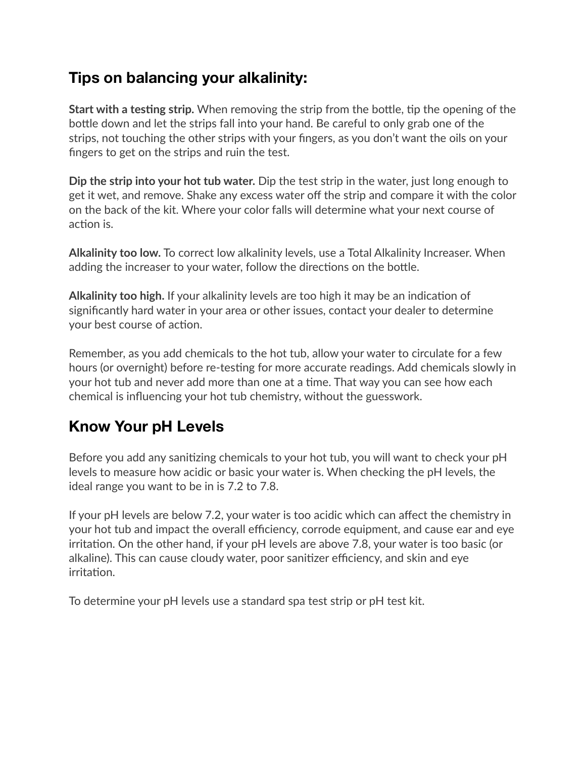## Tips on balancing your alkalinity:

**Start with a testing strip.** When removing the strip from the bottle, tip the opening of the bottle down and let the strips fall into your hand. Be careful to only grab one of the strips, not touching the other strips with your fingers, as you don't want the oils on your fingers to get on the strips and ruin the test.

**Dip the strip into your hot tub water.** Dip the test strip in the water, just long enough to get it wet, and remove. Shake any excess water off the strip and compare it with the color on the back of the kit. Where your color falls will determine what your next course of action is.

**Alkalinity too low.** To correct low alkalinity levels, use a Total Alkalinity Increaser. When adding the increaser to your water, follow the directions on the bottle.

**Alkalinity too high.** If your alkalinity levels are too high it may be an indication of significantly hard water in your area or other issues, contact your dealer to determine your best course of action.

Remember, as you add chemicals to the hot tub, allow your water to circulate for a few hours (or overnight) before re-testing for more accurate readings. Add chemicals slowly in your hot tub and never add more than one at a time. That way you can see how each chemical is influencing your hot tub chemistry, without the guesswork.

## Know Your pH Levels

Before you add any sanitizing chemicals to your hot tub, you will want to check your pH levels to measure how acidic or basic your water is. When checking the pH levels, the ideal range you want to be in is 7.2 to 7.8.

If your pH levels are below 7.2, your water is too acidic which can affect the chemistry in your hot tub and impact the overall efficiency, corrode equipment, and cause ear and eye irritation. On the other hand, if your pH levels are above 7.8, your water is too basic (or alkaline). This can cause cloudy water, poor sanitizer efficiency, and skin and eye irritation.

To determine your pH levels use a standard spa test strip or pH test kit.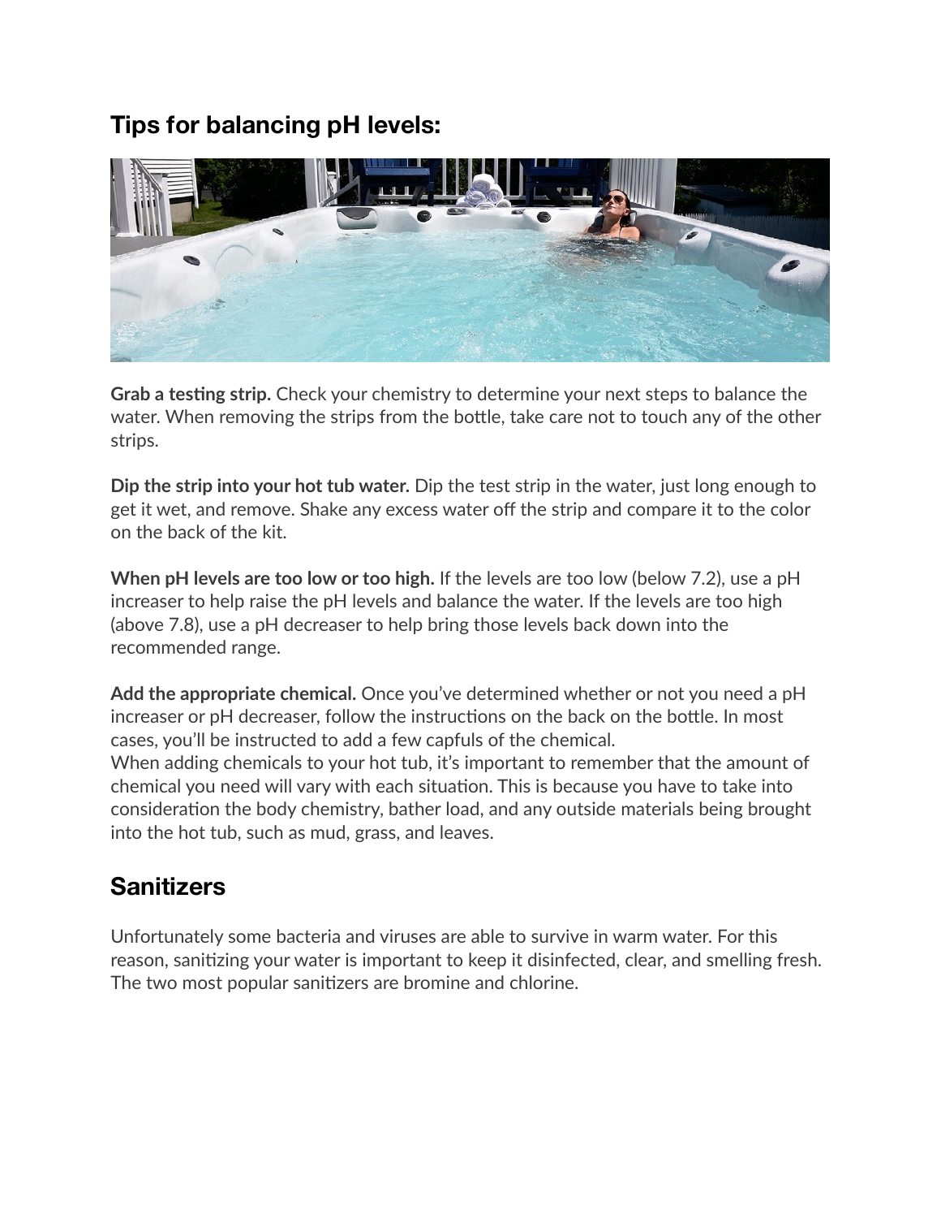## Tips for balancing pH levels:

**Grab a testing strip.** Check your chemistry to determine your next steps to balance the water. When removing the strips from the bottle, take care not to touch any of the other strips.

**Dip the strip into your hot tub water.** Dip the test strip in the water, just long enough to get it wet, and remove. Shake any excess water off the strip and compare it to the color on the back of the kit.

**When pH levels are too low or too high.** If the levels are too low (below 7.2), use a pH increaser to help raise the pH levels and balance the water. If the levels are too high (above 7.8), use a pH decreaser to help bring those levels back down into the recommended range.

**Add the appropriate chemical.** Once you've determined whether or not you need a pH increaser or pH decreaser, follow the instructions on the back on the bottle. In most cases, you'll be instructed to add a few capfuls of the chemical.
When adding chemicals to your hot tub, it's important to remember that the amount of chemical you need will vary with each situation. This is because you have to take into consideration the body chemistry, bather load, and any outside materials being brought into the hot tub, such as mud, grass, and leaves.

## Sanitizers

Unfortunately some bacteria and viruses are able to survive in warm water. For this reason, sanitizing your water is important to keep it disinfected, clear, and smelling fresh. The two most popular sanitizers are bromine and chlorine.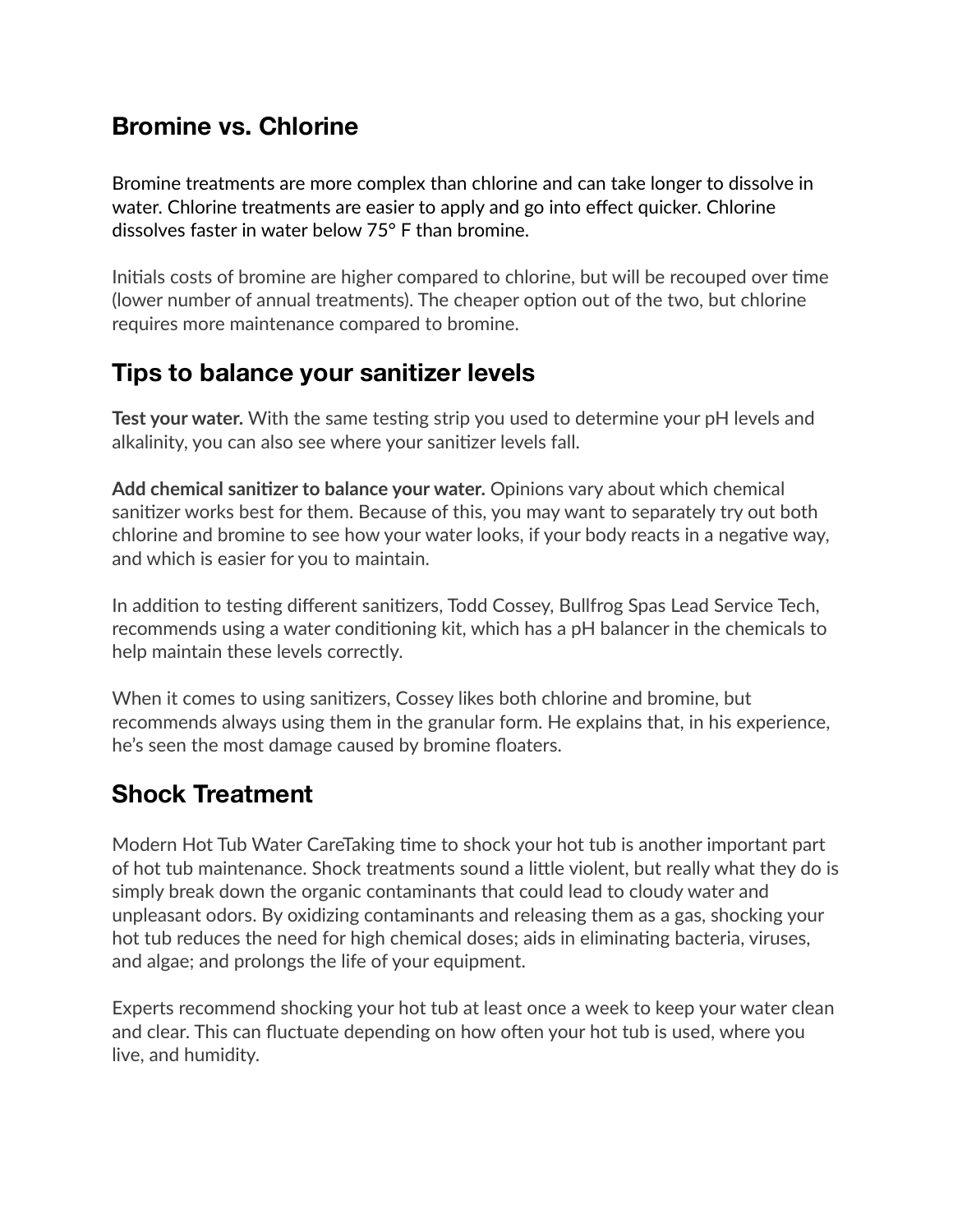## Bromine vs. Chlorine

Bromine treatments are more complex than chlorine and can take longer to dissolve in water. Chlorine treatments are easier to apply and go into effect quicker. Chlorine dissolves faster in water below 75° F than bromine.

Initials costs of bromine are higher compared to chlorine, but will be recouped over time (lower number of annual treatments). The cheaper option out of the two, but chlorine requires more maintenance compared to bromine.

## Tips to balance your sanitizer levels

**Test your water.** With the same testing strip you used to determine your pH levels and alkalinity, you can also see where your sanitizer levels fall.

**Add chemical sanitizer to balance your water.** Opinions vary about which chemical sanitizer works best for them. Because of this, you may want to separately try out both chlorine and bromine to see how your water looks, if your body reacts in a negative way, and which is easier for you to maintain.

In addition to testing different sanitizers, Todd Cossey, Bullfrog Spas Lead Service Tech, recommends using a water conditioning kit, which has a pH balancer in the chemicals to help maintain these levels correctly.

When it comes to using sanitizers, Cossey likes both chlorine and bromine, but recommends always using them in the granular form. He explains that, in his experience, he's seen the most damage caused by bromine floaters.

## Shock Treatment

Modern Hot Tub Water CareTaking time to shock your hot tub is another important part of hot tub maintenance. Shock treatments sound a little violent, but really what they do is simply break down the organic contaminants that could lead to cloudy water and unpleasant odors. By oxidizing contaminants and releasing them as a gas, shocking your hot tub reduces the need for high chemical doses; aids in eliminating bacteria, viruses, and algae; and prolongs the life of your equipment.

Experts recommend shocking your hot tub at least once a week to keep your water clean and clear. This can fluctuate depending on how often your hot tub is used, where you live, and humidity.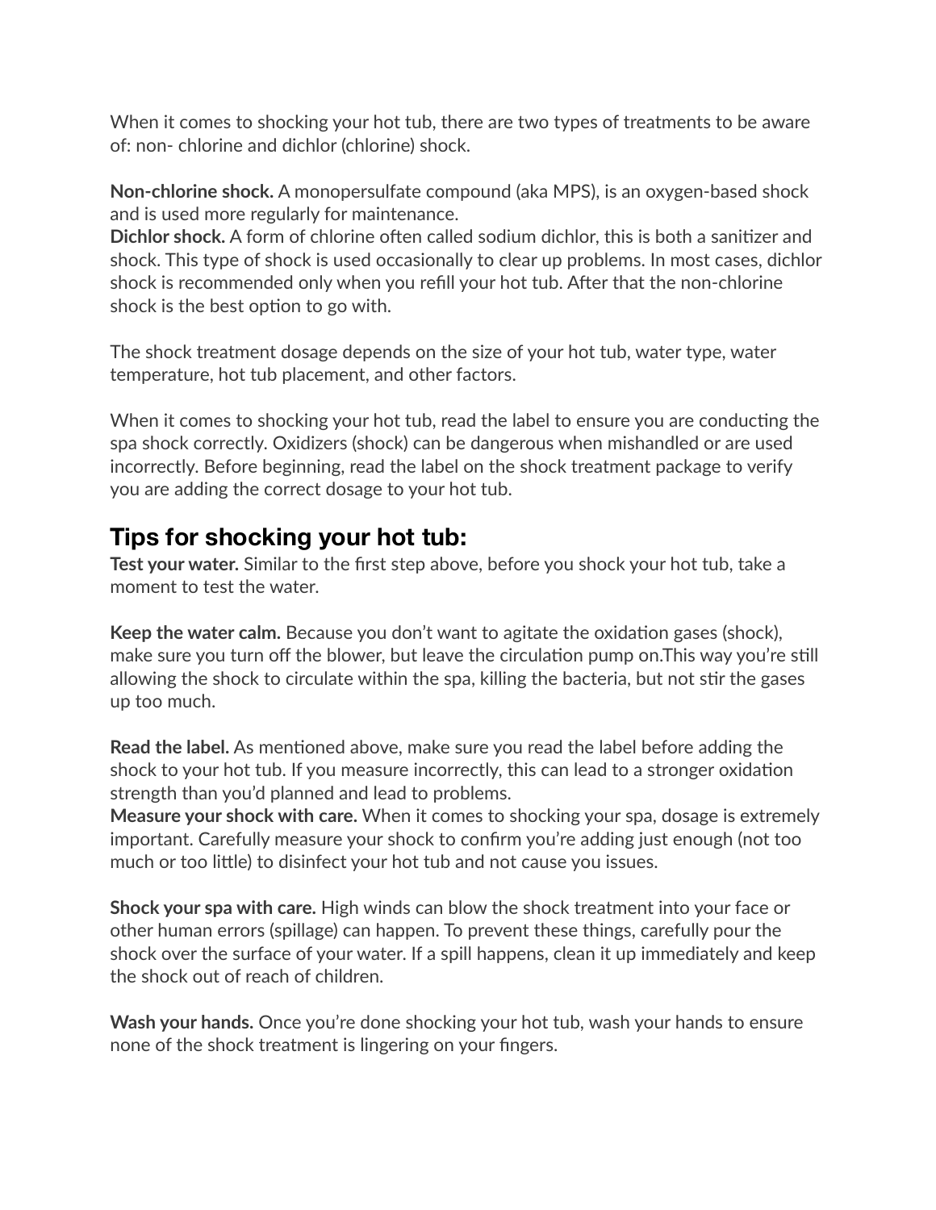When it comes to shocking your hot tub, there are two types of treatments to be aware of: non- chlorine and dichlor (chlorine) shock.

**Non-chlorine shock.** A monopersulfate compound (aka MPS), is an oxygen-based shock and is used more regularly for maintenance.
**Dichlor shock.** A form of chlorine often called sodium dichlor, this is both a sanitizer and shock. This type of shock is used occasionally to clear up problems. In most cases, dichlor shock is recommended only when you refill your hot tub. After that the non-chlorine shock is the best option to go with.

The shock treatment dosage depends on the size of your hot tub, water type, water temperature, hot tub placement, and other factors.

When it comes to shocking your hot tub, read the label to ensure you are conducting the spa shock correctly. Oxidizers (shock) can be dangerous when mishandled or are used incorrectly. Before beginning, read the label on the shock treatment package to verify you are adding the correct dosage to your hot tub.

## Tips for shocking your hot tub:

**Test your water.** Similar to the first step above, before you shock your hot tub, take a moment to test the water.

**Keep the water calm.** Because you don't want to agitate the oxidation gases (shock), make sure you turn off the blower, but leave the circulation pump on.This way you're still allowing the shock to circulate within the spa, killing the bacteria, but not stir the gases up too much.

**Read the label.** As mentioned above, make sure you read the label before adding the shock to your hot tub. If you measure incorrectly, this can lead to a stronger oxidation strength than you'd planned and lead to problems.
**Measure your shock with care.** When it comes to shocking your spa, dosage is extremely important. Carefully measure your shock to confirm you're adding just enough (not too much or too little) to disinfect your hot tub and not cause you issues.

**Shock your spa with care.** High winds can blow the shock treatment into your face or other human errors (spillage) can happen. To prevent these things, carefully pour the shock over the surface of your water. If a spill happens, clean it up immediately and keep the shock out of reach of children.

**Wash your hands.** Once you're done shocking your hot tub, wash your hands to ensure none of the shock treatment is lingering on your fingers.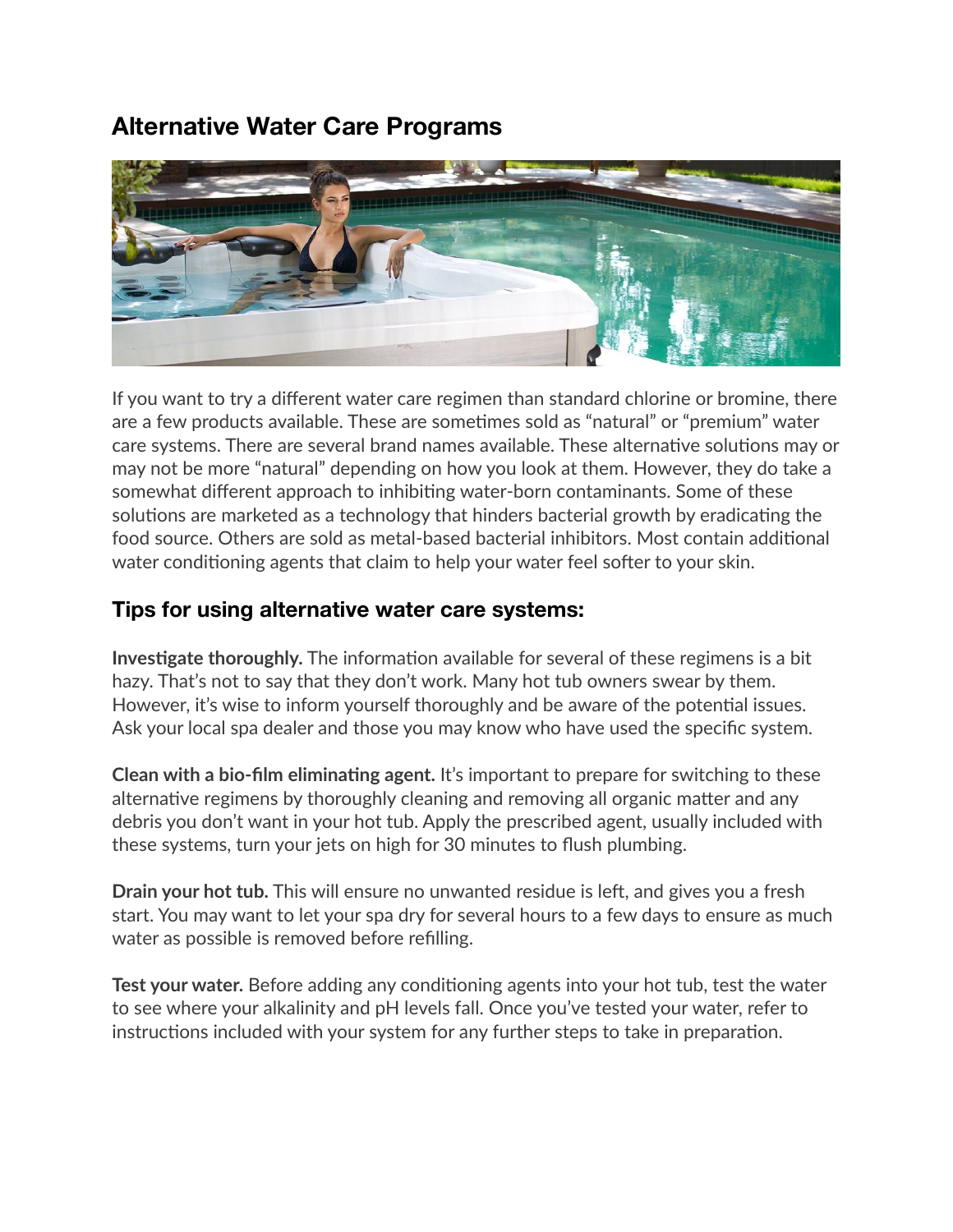## Alternative Water Care Programs

If you want to try a different water care regimen than standard chlorine or bromine, there are a few products available. These are sometimes sold as "natural" or "premium" water care systems. There are several brand names available. These alternative solutions may or may not be more "natural" depending on how you look at them. However, they do take a somewhat different approach to inhibiting water-born contaminants. Some of these solutions are marketed as a technology that hinders bacterial growth by eradicating the food source. Others are sold as metal-based bacterial inhibitors. Most contain additional water conditioning agents that claim to help your water feel softer to your skin.

### Tips for using alternative water care systems:

**Investigate thoroughly.** The information available for several of these regimens is a bit hazy. That's not to say that they don't work. Many hot tub owners swear by them. However, it's wise to inform yourself thoroughly and be aware of the potential issues. Ask your local spa dealer and those you may know who have used the specific system.

**Clean with a bio-film eliminating agent.** It's important to prepare for switching to these alternative regimens by thoroughly cleaning and removing all organic matter and any debris you don't want in your hot tub. Apply the prescribed agent, usually included with these systems, turn your jets on high for 30 minutes to flush plumbing.

**Drain your hot tub.** This will ensure no unwanted residue is left, and gives you a fresh start. You may want to let your spa dry for several hours to a few days to ensure as much water as possible is removed before refilling.

**Test your water.** Before adding any conditioning agents into your hot tub, test the water to see where your alkalinity and pH levels fall. Once you've tested your water, refer to instructions included with your system for any further steps to take in preparation.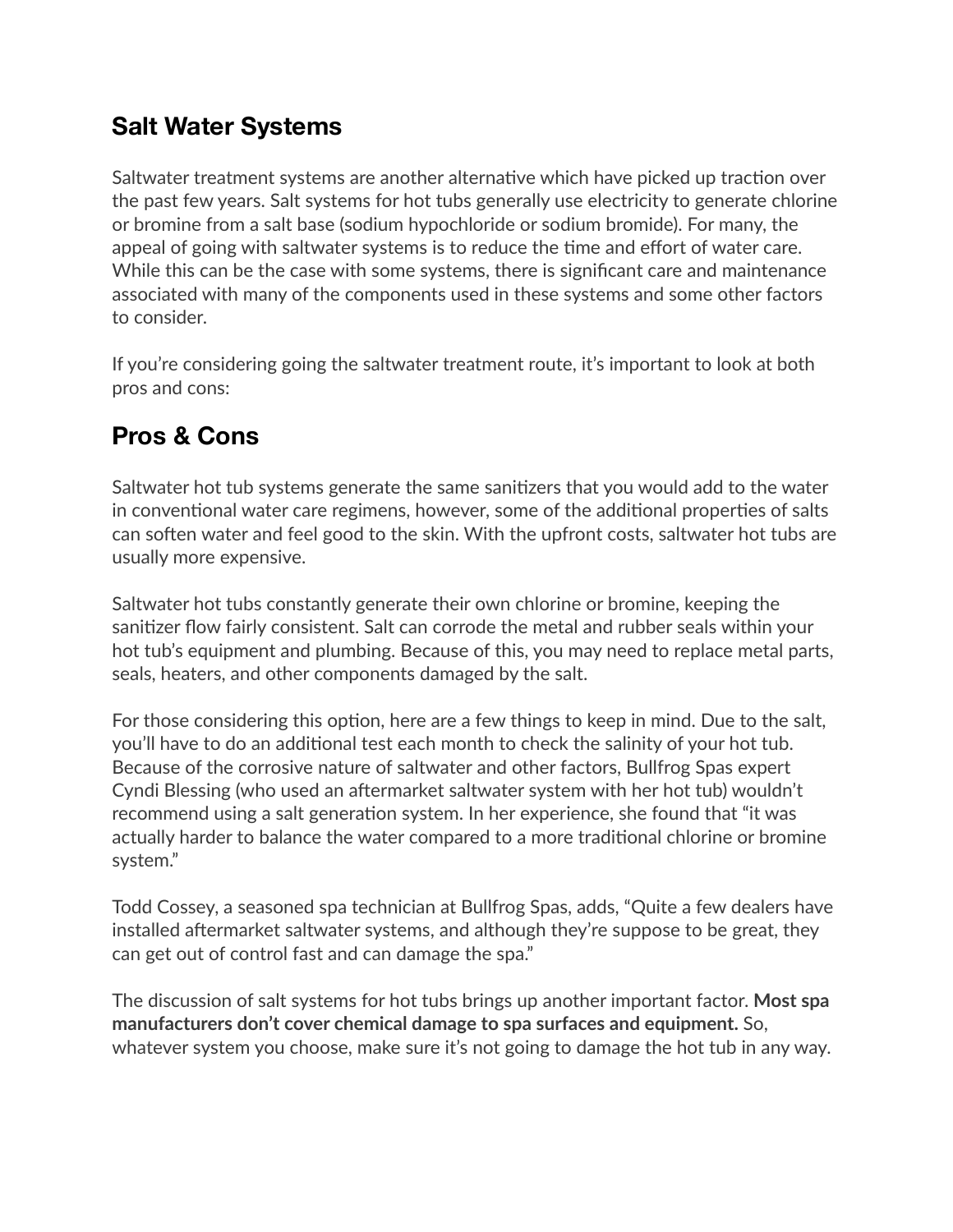## Salt Water Systems

Saltwater treatment systems are another alternative which have picked up traction over the past few years. Salt systems for hot tubs generally use electricity to generate chlorine or bromine from a salt base (sodium hypochloride or sodium bromide). For many, the appeal of going with saltwater systems is to reduce the time and effort of water care. While this can be the case with some systems, there is significant care and maintenance associated with many of the components used in these systems and some other factors to consider.

If you're considering going the saltwater treatment route, it's important to look at both pros and cons:

## Pros & Cons

Saltwater hot tub systems generate the same sanitizers that you would add to the water in conventional water care regimens, however, some of the additional properties of salts can soften water and feel good to the skin. With the upfront costs, saltwater hot tubs are usually more expensive.

Saltwater hot tubs constantly generate their own chlorine or bromine, keeping the sanitizer flow fairly consistent. Salt can corrode the metal and rubber seals within your hot tub's equipment and plumbing. Because of this, you may need to replace metal parts, seals, heaters, and other components damaged by the salt.

For those considering this option, here are a few things to keep in mind. Due to the salt, you'll have to do an additional test each month to check the salinity of your hot tub. Because of the corrosive nature of saltwater and other factors, Bullfrog Spas expert Cyndi Blessing (who used an aftermarket saltwater system with her hot tub) wouldn't recommend using a salt generation system. In her experience, she found that "it was actually harder to balance the water compared to a more traditional chlorine or bromine system."

Todd Cossey, a seasoned spa technician at Bullfrog Spas, adds, "Quite a few dealers have installed aftermarket saltwater systems, and although they're suppose to be great, they can get out of control fast and can damage the spa."

The discussion of salt systems for hot tubs brings up another important factor. **Most spa manufacturers don't cover chemical damage to spa surfaces and equipment.** So, whatever system you choose, make sure it's not going to damage the hot tub in any way.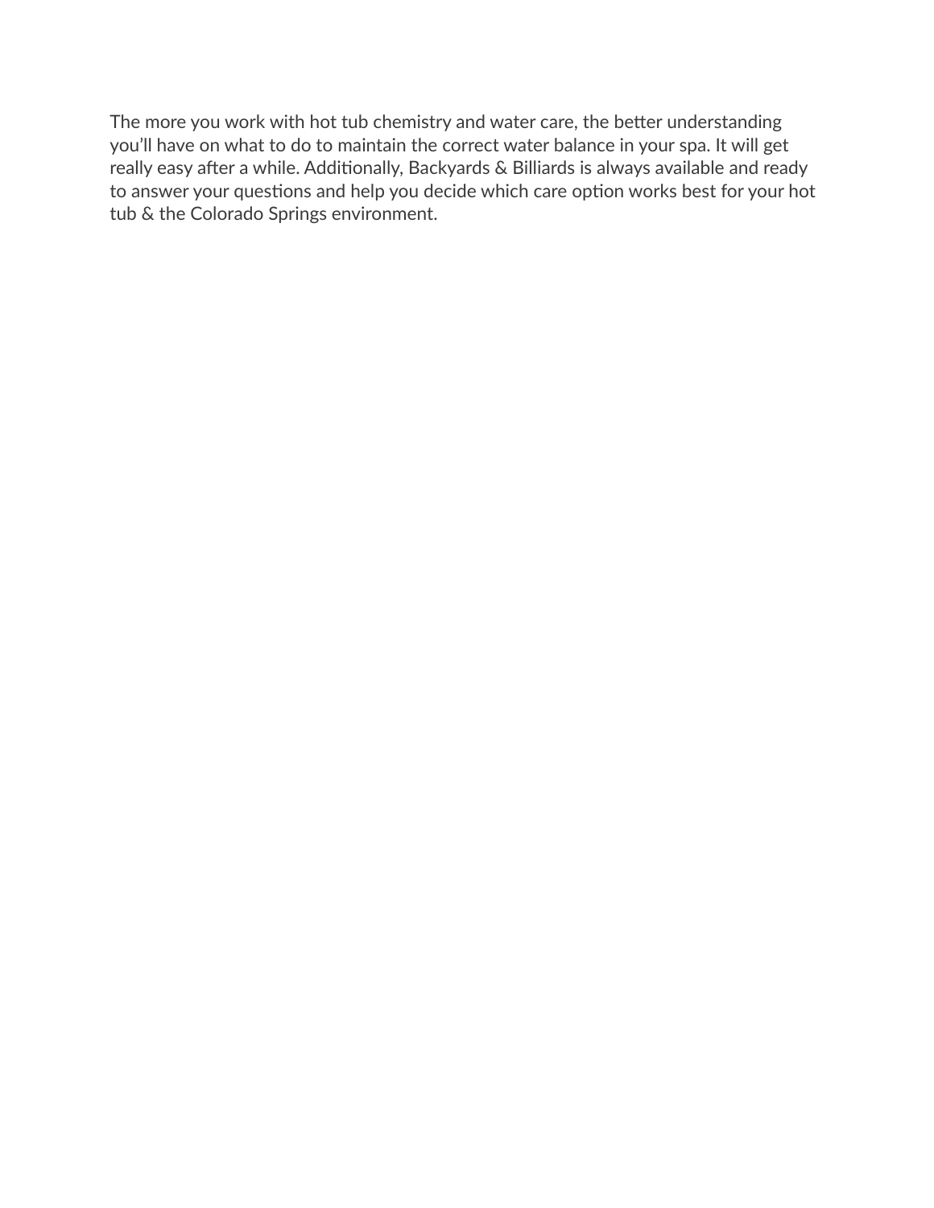The more you work with hot tub chemistry and water care, the better understanding you'll have on what to do to maintain the correct water balance in your spa. It will get really easy after a while. Additionally, Backyards & Billiards is always available and ready to answer your questions and help you decide which care option works best for your hot tub & the Colorado Springs environment.